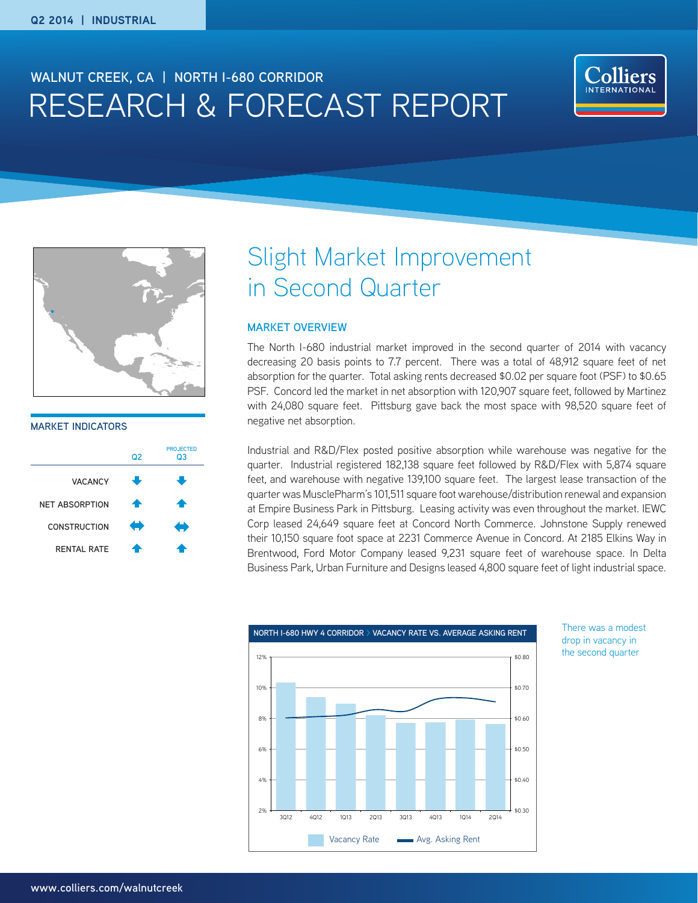Q2 2014 | INDUSTRIAL

WALNUT CREEK, CA | NORTH I-680 CORRIDOR

# RESEARCH & FORECAST REPORT

## Slight Market Improvement in Second Quarter

### MARKET OVERVIEW

The North I-680 industrial market improved in the second quarter of 2014 with vacancy decreasing 20 basis points to 7.7 percent. There was a total of 48,912 square feet of net absorption for the quarter. Total asking rents decreased $0.02 per square foot (PSF) to $0.65 PSF. Concord led the market in net absorption with 120,907 square feet, followed by Martinez with 24,080 square feet. Pittsburg gave back the most space with 98,520 square feet of negative net absorption.

Industrial and R&D/Flex posted positive absorption while warehouse was negative for the quarter. Industrial registered 182,138 square feet followed by R&D/Flex with 5,874 square feet, and warehouse with negative 139,100 square feet. The largest lease transaction of the quarter was MusclePharm's 101,511 square foot warehouse/distribution renewal and expansion at Empire Business Park in Pittsburg. Leasing activity was even throughout the market. IEWC Corp leased 24,649 square feet at Concord North Commerce. Johnstone Supply renewed their 10,150 square foot space at 2231 Commerce Avenue in Concord. At 2185 Elkins Way in Brentwood, Ford Motor Company leased 9,231 square feet of warehouse space. In Delta Business Park, Urban Furniture and Designs leased 4,800 square feet of light industrial space.

### MARKET INDICATORS

| | Q2 | PROJECTED Q3 |
|---|---|---|
| VACANCY | ↓ | ↓ |
| NET ABSORPTION | ↑ | ↑ |
| CONSTRUCTION | ↔ | ↔ |
| RENTAL RATE | ↑ | ↑ |

**NORTH I-680 HWY 4 CORRIDOR > VACANCY RATE VS. AVERAGE ASKING RENT**

Legend: Vacancy Rate; Avg. Asking Rent (Quarters: 3Q12, 4Q12, 1Q13, 2Q13, 3Q13, 4Q13, 1Q14, 2Q14)

There was a modest drop in vacancy in the second quarter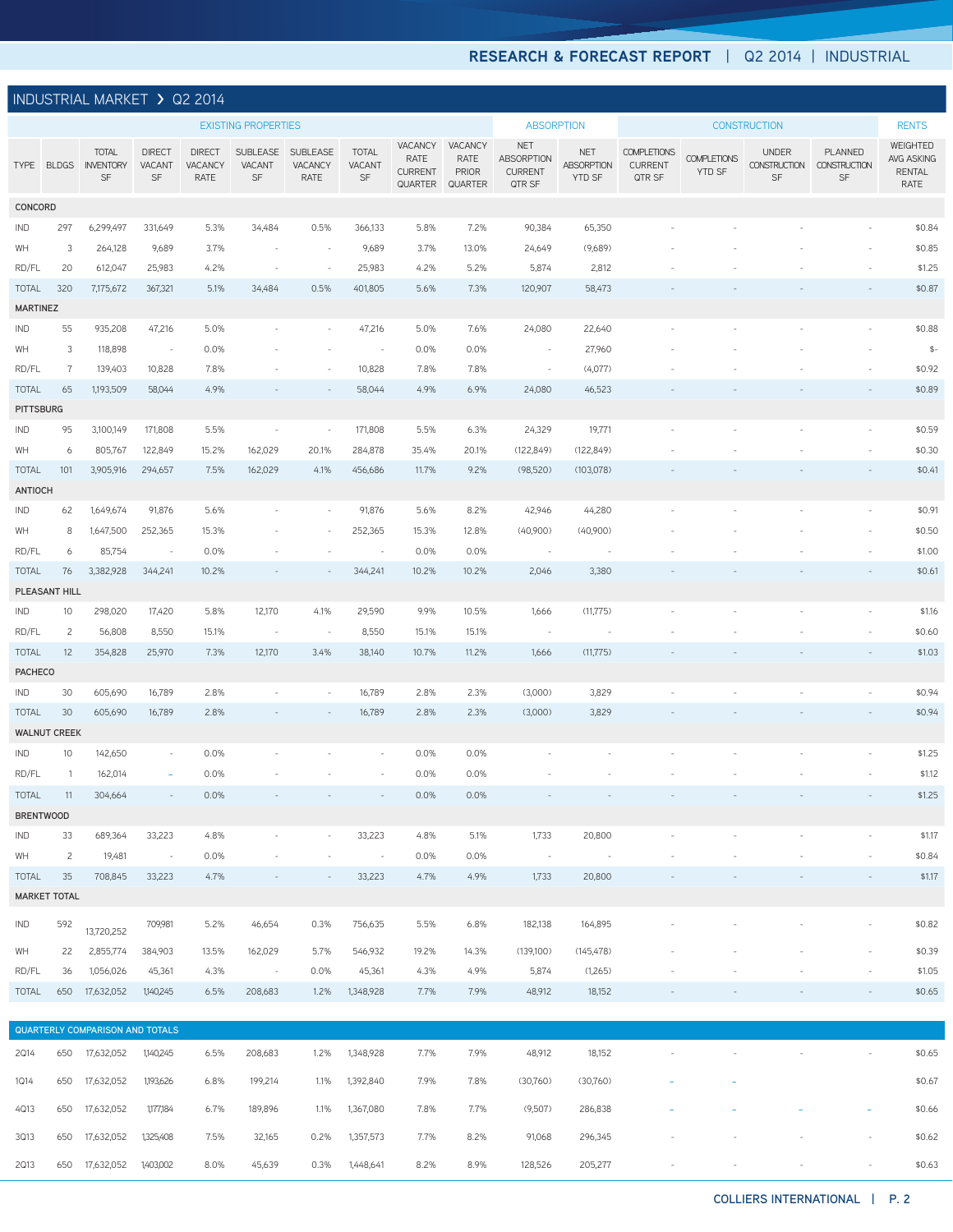## INDUSTRIAL MARKET › Q2 2014

| | | EXISTING PROPERTIES | | | | | | | | ABSORPTION | | CONSTRUCTION | | | | RENTS |
|---|---|---|---|---|---|---|---|---|---|---|---|---|---|---|---|---|
| TYPE | BLDGS | TOTAL INVENTORY SF | DIRECT VACANT SF | DIRECT VACANCY RATE | SUBLEASE VACANT SF | SUBLEASE VACANCY RATE | TOTAL VACANT SF | VACANCY RATE CURRENT QUARTER | VACANCY RATE PRIOR QUARTER | NET ABSORPTION CURRENT QTR SF | NET ABSORPTION YTD SF | COMPLETIONS CURRENT QTR SF | COMPLETIONS YTD SF | UNDER CONSTRUCTION SF | PLANNED CONSTRUCTION SF | WEIGHTED AVG ASKING RENTAL RATE |
| **CONCORD** | | | | | | | | | | | | | | | | |
| IND | 297 | 6,299,497 | 331,649 | 5.3% | 34,484 | 0.5% | 366,133 | 5.8% | 7.2% | 90,384 | 65,350 | - | - | - | - | $0.84 |
| WH | 3 | 264,128 | 9,689 | 3.7% | - | - | 9,689 | 3.7% | 13.0% | 24,649 | (9,689) | - | - | - | - | $0.85 |
| RD/FL | 20 | 612,047 | 25,983 | 4.2% | - | - | 25,983 | 4.2% | 5.2% | 5,874 | 2,812 | - | - | - | - | $1.25 |
| TOTAL | 320 | 7,175,672 | 367,321 | 5.1% | 34,484 | 0.5% | 401,805 | 5.6% | 7.3% | 120,907 | 58,473 | - | - | - | - | $0.87 |
| **MARTINEZ** | | | | | | | | | | | | | | | | |
| IND | 55 | 935,208 | 47,216 | 5.0% | - | - | 47,216 | 5.0% | 7.6% | 24,080 | 22,640 | - | - | - | - | $0.88 |
| WH | 3 | 118,898 | - | 0.0% | - | - | - | 0.0% | 0.0% | - | 27,960 | - | - | - | - | $- |
| RD/FL | 7 | 139,403 | 10,828 | 7.8% | - | - | 10,828 | 7.8% | 7.8% | - | (4,077) | - | - | - | - | $0.92 |
| TOTAL | 65 | 1,193,509 | 58,044 | 4.9% | - | - | 58,044 | 4.9% | 6.9% | 24,080 | 46,523 | - | - | - | - | $0.89 |
| **PITTSBURG** | | | | | | | | | | | | | | | | |
| IND | 95 | 3,100,149 | 171,808 | 5.5% | - | - | 171,808 | 5.5% | 6.3% | 24,329 | 19,771 | - | - | - | - | $0.59 |
| WH | 6 | 805,767 | 122,849 | 15.2% | 162,029 | 20.1% | 284,878 | 35.4% | 20.1% | (122,849) | (122,849) | - | - | - | - | $0.30 |
| TOTAL | 101 | 3,905,916 | 294,657 | 7.5% | 162,029 | 4.1% | 456,686 | 11.7% | 9.2% | (98,520) | (103,078) | - | - | - | - | $0.41 |
| **ANTIOCH** | | | | | | | | | | | | | | | | |
| IND | 62 | 1,649,674 | 91,876 | 5.6% | - | - | 91,876 | 5.6% | 8.2% | 42,946 | 44,280 | - | - | - | - | $0.91 |
| WH | 8 | 1,647,500 | 252,365 | 15.3% | - | - | 252,365 | 15.3% | 12.8% | (40,900) | (40,900) | - | - | - | - | $0.50 |
| RD/FL | 6 | 85,754 | - | 0.0% | - | - | - | 0.0% | 0.0% | - | - | - | - | - | - | $1.00 |
| TOTAL | 76 | 3,382,928 | 344,241 | 10.2% | - | - | 344,241 | 10.2% | 10.2% | 2,046 | 3,380 | - | - | - | - | $0.61 |
| **PLEASANT HILL** | | | | | | | | | | | | | | | | |
| IND | 10 | 298,020 | 17,420 | 5.8% | 12,170 | 4.1% | 29,590 | 9.9% | 10.5% | 1,666 | (11,775) | - | - | - | - | $1.16 |
| RD/FL | 2 | 56,808 | 8,550 | 15.1% | - | - | 8,550 | 15.1% | 15.1% | - | - | - | - | - | - | $0.60 |
| TOTAL | 12 | 354,828 | 25,970 | 7.3% | 12,170 | 3.4% | 38,140 | 10.7% | 11.2% | 1,666 | (11,775) | - | - | - | - | $1.03 |
| **PACHECO** | | | | | | | | | | | | | | | | |
| IND | 30 | 605,690 | 16,789 | 2.8% | - | - | 16,789 | 2.8% | 2.3% | (3,000) | 3,829 | - | - | - | - | $0.94 |
| TOTAL | 30 | 605,690 | 16,789 | 2.8% | - | - | 16,789 | 2.8% | 2.3% | (3,000) | 3,829 | - | - | - | - | $0.94 |
| **WALNUT CREEK** | | | | | | | | | | | | | | | | |
| IND | 10 | 142,650 | - | 0.0% | - | - | - | 0.0% | 0.0% | - | - | - | - | - | - | $1.25 |
| RD/FL | 1 | 162,014 | – | 0.0% | - | - | - | 0.0% | 0.0% | - | - | - | - | - | - | $1.12 |
| TOTAL | 11 | 304,664 | - | 0.0% | - | - | - | 0.0% | 0.0% | - | - | - | - | - | - | $1.25 |
| **BRENTWOOD** | | | | | | | | | | | | | | | | |
| IND | 33 | 689,364 | 33,223 | 4.8% | - | - | 33,223 | 4.8% | 5.1% | 1,733 | 20,800 | - | - | - | - | $1.17 |
| WH | 2 | 19,481 | - | 0.0% | - | - | - | 0.0% | 0.0% | - | - | - | - | - | - | $0.84 |
| TOTAL | 35 | 708,845 | 33,223 | 4.7% | - | - | 33,223 | 4.7% | 4.9% | 1,733 | 20,800 | - | - | - | - | $1.17 |
| **MARKET TOTAL** | | | | | | | | | | | | | | | | |
| IND | 592 | 13,720,252 | 709,981 | 5.2% | 46,654 | 0.3% | 756,635 | 5.5% | 6.8% | 182,138 | 164,895 | - | - | - | - | $0.82 |
| WH | 22 | 2,855,774 | 384,903 | 13.5% | 162,029 | 5.7% | 546,932 | 19.2% | 14.3% | (139,100) | (145,478) | - | - | - | - | $0.39 |
| RD/FL | 36 | 1,056,026 | 45,361 | 4.3% | - | 0.0% | 45,361 | 4.3% | 4.9% | 5,874 | (1,265) | - | - | - | - | $1.05 |
| TOTAL | 650 | 17,632,052 | 1,140,245 | 6.5% | 208,683 | 1.2% | 1,348,928 | 7.7% | 7.9% | 48,912 | 18,152 | - | - | - | - | $0.65 |
| **QUARTERLY COMPARISON AND TOTALS** | | | | | | | | | | | | | | | | |
| 2Q14 | 650 | 17,632,052 | 1,140,245 | 6.5% | 208,683 | 1.2% | 1,348,928 | 7.7% | 7.9% | 48,912 | 18,152 | - | - | - | - | $0.65 |
| 1Q14 | 650 | 17,632,052 | 1,193,626 | 6.8% | 199,214 | 1.1% | 1,392,840 | 7.9% | 7.8% | (30,760) | (30,760) | – | – | | - | $0.67 |
| 4Q13 | 650 | 17,632,052 | 1,177,184 | 6.7% | 189,896 | 1.1% | 1,367,080 | 7.8% | 7.7% | (9,507) | 286,838 | – | – | – | – | $0.66 |
| 3Q13 | 650 | 17,632,052 | 1,325,408 | 7.5% | 32,165 | 0.2% | 1,357,573 | 7.7% | 8.2% | 91,068 | 296,345 | - | - | - | - | $0.62 |
| 2Q13 | 650 | 17,632,052 | 1,403,002 | 8.0% | 45,639 | 0.3% | 1,448,641 | 8.2% | 8.9% | 128,526 | 205,277 | - | - | - | - | $0.63 |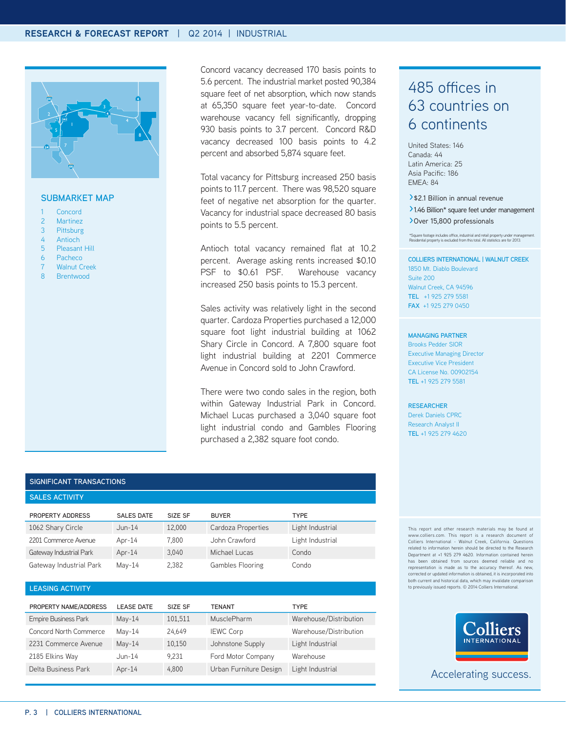## SUBMARKET MAP

1. Concord
2. Martinez
3. Pittsburg
4. Antioch
5. Pleasant Hill
6. Pacheco
7. Walnut Creek
8. Brentwood

Concord vacancy decreased 170 basis points to 5.6 percent. The industrial market posted 90,384 square feet of net absorption, which now stands at 65,350 square feet year-to-date. Concord warehouse vacancy fell significantly, dropping 930 basis points to 3.7 percent. Concord R&D vacancy decreased 100 basis points to 4.2 percent and absorbed 5,874 square feet.

Total vacancy for Pittsburg increased 250 basis points to 11.7 percent. There was 98,520 square feet of negative net absorption for the quarter. Vacancy for industrial space decreased 80 basis points to 5.5 percent.

Antioch total vacancy remained flat at 10.2 percent. Average asking rents increased $0.10 PSF to $0.61 PSF. Warehouse vacancy increased 250 basis points to 15.3 percent.

Sales activity was relatively light in the second quarter. Cardoza Properties purchased a 12,000 square foot light industrial building at 1062 Shary Circle in Concord. A 7,800 square foot light industrial building at 2201 Commerce Avenue in Concord sold to John Crawford.

There were two condo sales in the region, both within Gateway Industrial Park in Concord. Michael Lucas purchased a 3,040 square foot light industrial condo and Gambles Flooring purchased a 2,382 square foot condo.

## 485 offices in 63 countries on 6 continents

United States: 146
Canada: 44
Latin America: 25
Asia Pacific: 186
EMEA: 84

- $2.1 Billion in annual revenue
- 1.46 Billion* square feet under management
- Over 15,800 professionals

*Square footage includes office, industrial and retail property under management. Residential property is excluded from this total. All statistics are for 2013.

**COLLIERS INTERNATIONAL | WALNUT CREEK**
1850 Mt. Diablo Boulevard
Suite 200
Walnut Creek, CA 94596
**TEL** +1 925 279 5581
**FAX** +1 925 279 0450

**MANAGING PARTNER**
Brooks Pedder SIOR
Executive Managing Director
Executive Vice President
CA License No. 00902154
**TEL** +1 925 279 5581

**RESEARCHER**
Derek Daniels CPRC
Research Analyst II
**TEL** +1 925 279 4620

## SIGNIFICANT TRANSACTIONS

### SALES ACTIVITY

| PROPERTY ADDRESS | SALES DATE | SIZE SF | BUYER | TYPE |
|---|---|---|---|---|
| 1062 Shary Circle | Jun-14 | 12,000 | Cardoza Properties | Light Industrial |
| 2201 Commerce Avenue | Apr-14 | 7,800 | John Crawford | Light Industrial |
| Gateway Industrial Park | Apr-14 | 3,040 | Michael Lucas | Condo |
| Gateway Industrial Park | May-14 | 2,382 | Gambles Flooring | Condo |

### LEASING ACTIVITY

| PROPERTY NAME/ADDRESS | LEASE DATE | SIZE SF | TENANT | TYPE |
|---|---|---|---|---|
| Empire Business Park | May-14 | 101,511 | MusclePharm | Warehouse/Distribution |
| Concord North Commerce | May-14 | 24,649 | IEWC Corp | Warehouse/Distribution |
| 2231 Commerce Avenue | May-14 | 10,150 | Johnstone Supply | Light Industrial |
| 2185 Elkins Way | Jun-14 | 9,231 | Ford Motor Company | Warehouse |
| Delta Business Park | Apr-14 | 4,800 | Urban Furniture Design | Light Industrial |

This report and other research materials may be found at www.colliers.com. This report is a research document of Colliers International - Walnut Creek, California. Questions related to information herein should be directed to the Research Department at +1 925 279 4620. Information contained herein has been obtained from sources deemed reliable and no representation is made as to the accuracy thereof. As new, corrected or updated information is obtained, it is incorporated into both current and historical data, which may invalidate comparison to previously issued reports. © 2014 Colliers International.

Colliers INTERNATIONAL

Accelerating success.